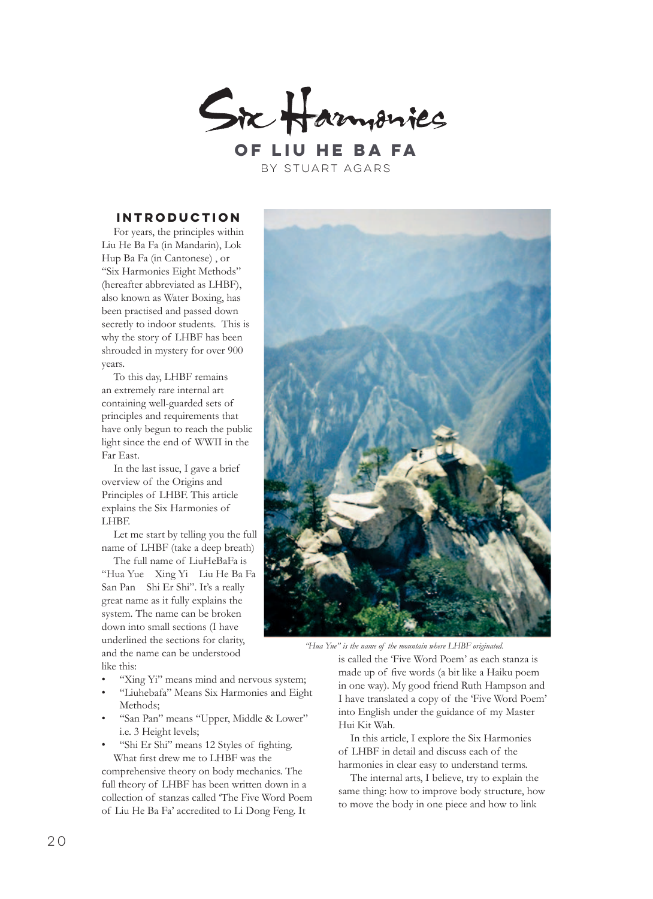# Six Harmonies

## OF LIU HE BA FA

BY STUART AGARS

### INTRODUCTION

For years, the principles within Liu He Ba Fa (in Mandarin), Lok Hup Ba Fa (in Cantonese) , or "Six Harmonies Eight Methods" (hereafter abbreviated as LHBF), also known as Water Boxing, has been practised and passed down secretly to indoor students. This is why the story of LHBF has been shrouded in mystery for over 900 years.

To this day, LHBF remains an extremely rare internal art containing well-guarded sets of principles and requirements that have only begun to reach the public light since the end of WWII in the Far East.

In the last issue, I gave a brief overview of the Origins and Principles of LHBF. This article explains the Six Harmonies of LHBF.

Let me start by telling you the full name of LHBF (take a deep breath)

The full name of LiuHeBaFa is "Hua Yue Xing Yi Liu He Ba Fa San Pan Shi Er Shi". It's a really great name as it fully explains the system. The name can be broken down into small sections (I have underlined the sections for clarity, and the name can be understood like this:

- "Xing Yi" means mind and nervous system;
- "Liuhebafa" Means Six Harmonies and Eight Methods;
- "San Pan" means "Upper, Middle & Lower" i.e. 3 Height levels;
- "Shi Er Shi" means 12 Styles of fighting.

What first drew me to LHBF was the comprehensive theory on body mechanics. The full theory of LHBF has been written down in a collection of stanzas called 'The Five Word Poem of Liu He Ba Fa' accredited to Li Dong Feng. It is called the 'Five Word Poem' as each stanza is made up of five words (a bit like a Haiku poem in one way). My good friend Ruth Hampson and I have translated a copy of the 'Five Word Poem' into English under the guidance of my Master Hui Kit Wah.

*"Hua Yue" is the name of the mountain where LHBF originated.*

In this article, I explore the Six Harmonies of LHBF in detail and discuss each of the harmonies in clear easy to understand terms.

The internal arts, I believe, try to explain the same thing: how to improve body structure, how to move the body in one piece and how to link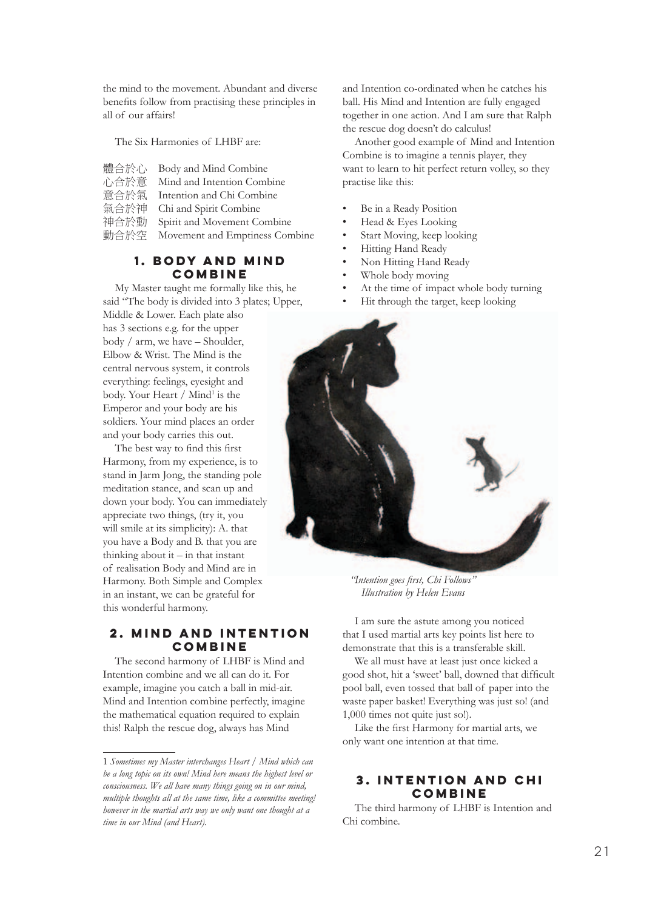the mind to the movement. Abundant and diverse benefits follow from practising these principles in all of our affairs!

The Six Harmonies of LHBF are:

| | |
|---|---|
| 體合於心 | Body and Mind Combine |
| 心合於意 | Mind and Intention Combine |
| 意合於氣 | Intention and Chi Combine |
| 氣合於神 | Chi and Spirit Combine |
| 神合於動 | Spirit and Movement Combine |
| 動合於空 | Movement and Emptiness Combine |

## 1. Body and Mind Combine

My Master taught me formally like this, he said "The body is divided into 3 plates; Upper, Middle & Lower. Each plate also has 3 sections e.g. for the upper body / arm, we have – Shoulder, Elbow & Wrist. The Mind is the central nervous system, it controls everything: feelings, eyesight and body. Your Heart / Mind[1] is the Emperor and your body are his soldiers. Your mind places an order and your body carries this out.

The best way to find this first Harmony, from my experience, is to stand in Jarm Jong, the standing pole meditation stance, and scan up and down your body. You can immediately appreciate two things, (try it, you will smile at its simplicity): A. that you have a Body and B. that you are thinking about it – in that instant of realisation Body and Mind are in Harmony. Both Simple and Complex in an instant, we can be grateful for this wonderful harmony.

## 2. Mind and Intention Combine

The second harmony of LHBF is Mind and Intention combine and we all can do it. For example, imagine you catch a ball in mid-air. Mind and Intention combine perfectly, imagine the mathematical equation required to explain this! Ralph the rescue dog, always has Mind and Intention co-ordinated when he catches his ball. His Mind and Intention are fully engaged together in one action. And I am sure that Ralph the rescue dog doesn't do calculus!

Another good example of Mind and Intention Combine is to imagine a tennis player, they want to learn to hit perfect return volley, so they practise like this:

- Be in a Ready Position
- Head & Eyes Looking
- Start Moving, keep looking
- Hitting Hand Ready
- Non Hitting Hand Ready
- Whole body moving
- At the time of impact whole body turning
- Hit through the target, keep looking

*"Intention goes first, Chi Follows"*
*Illustration by Helen Evans*

I am sure the astute among you noticed that I used martial arts key points list here to demonstrate that this is a transferable skill.

We all must have at least just once kicked a good shot, hit a 'sweet' ball, downed that difficult pool ball, even tossed that ball of paper into the waste paper basket! Everything was just so! (and 1,000 times not quite just so!).

Like the first Harmony for martial arts, we only want one intention at that time.

## 3. Intention and Chi Combine

The third harmony of LHBF is Intention and Chi combine.

---

[1] *Sometimes my Master interchanges Heart / Mind which can be a long topic on its own! Mind here means the highest level or consciousness. We all have many things going on in our mind, multiple thoughts all at the same time, like a committee meeting! however in the martial arts way we only want one thought at a time in our Mind (and Heart).*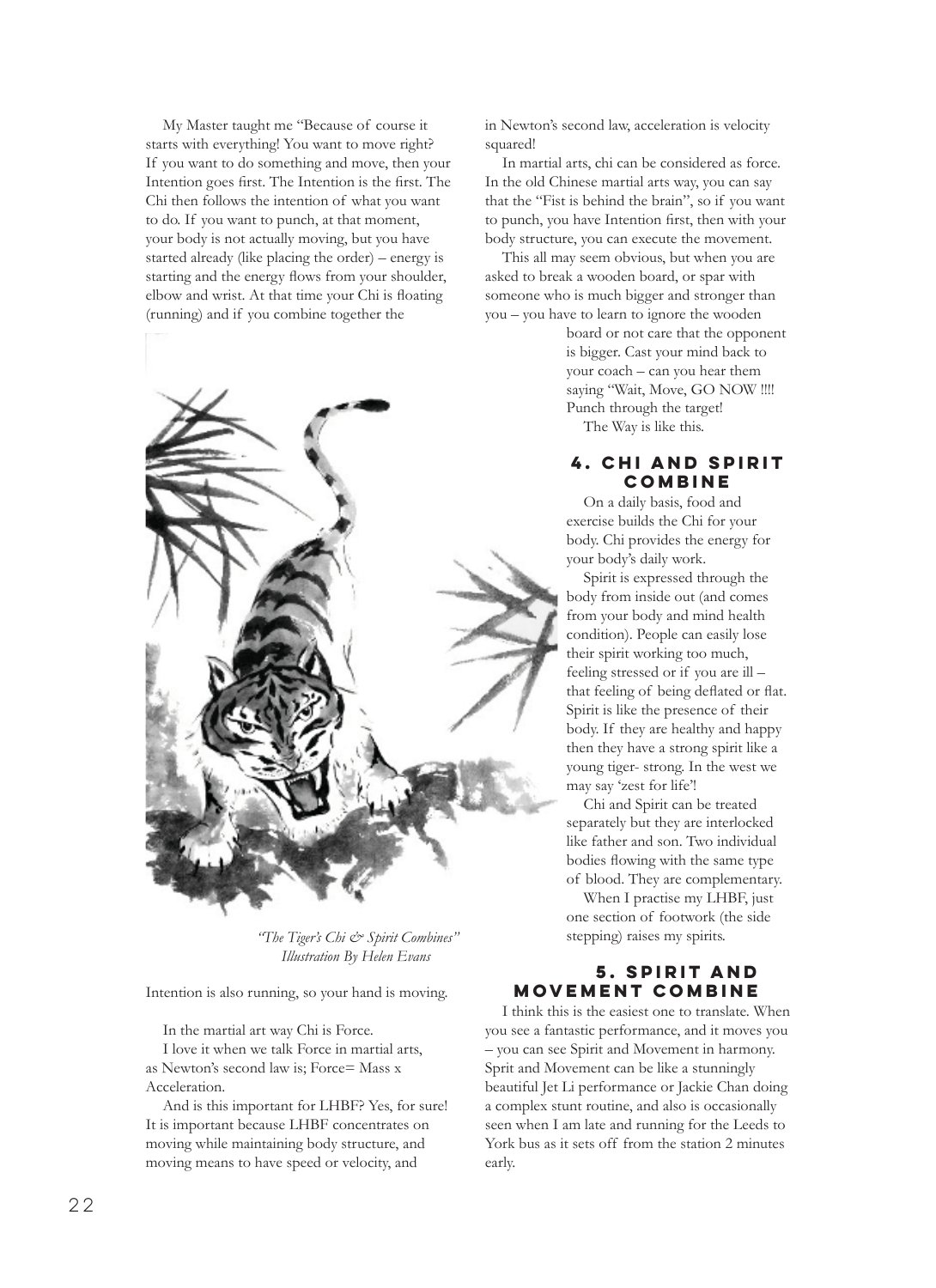My Master taught me "Because of course it starts with everything! You want to move right? If you want to do something and move, then your Intention goes first. The Intention is the first. The Chi then follows the intention of what you want to do. If you want to punch, at that moment, your body is not actually moving, but you have started already (like placing the order) – energy is starting and the energy flows from your shoulder, elbow and wrist. At that time your Chi is floating (running) and if you combine together the Intention is also running, so your hand is moving.

*"The Tiger's Chi & Spirit Combines"*
*Illustration By Helen Evans*

In the martial art way Chi is Force.

I love it when we talk Force in martial arts, as Newton's second law is; Force= Mass x Acceleration.

And is this important for LHBF? Yes, for sure! It is important because LHBF concentrates on moving while maintaining body structure, and moving means to have speed or velocity, and in Newton's second law, acceleration is velocity squared!

In martial arts, chi can be considered as force. In the old Chinese martial arts way, you can say that the "Fist is behind the brain", so if you want to punch, you have Intention first, then with your body structure, you can execute the movement.

This all may seem obvious, but when you are asked to break a wooden board, or spar with someone who is much bigger and stronger than you – you have to learn to ignore the wooden board or not care that the opponent is bigger. Cast your mind back to your coach – can you hear them saying "Wait, Move, GO NOW !!!! Punch through the target!

The Way is like this.

## 4. CHI AND SPIRIT COMBINE

On a daily basis, food and exercise builds the Chi for your body. Chi provides the energy for your body's daily work.

Spirit is expressed through the body from inside out (and comes from your body and mind health condition). People can easily lose their spirit working too much, feeling stressed or if you are ill – that feeling of being deflated or flat. Spirit is like the presence of their body. If they are healthy and happy then they have a strong spirit like a young tiger- strong. In the west we may say 'zest for life'!

Chi and Spirit can be treated separately but they are interlocked like father and son. Two individual bodies flowing with the same type of blood. They are complementary.

When I practise my LHBF, just one section of footwork (the side stepping) raises my spirits.

## 5. SPIRIT AND MOVEMENT COMBINE

I think this is the easiest one to translate. When you see a fantastic performance, and it moves you – you can see Spirit and Movement in harmony. Sprit and Movement can be like a stunningly beautiful Jet Li performance or Jackie Chan doing a complex stunt routine, and also is occasionally seen when I am late and running for the Leeds to York bus as it sets off from the station 2 minutes early.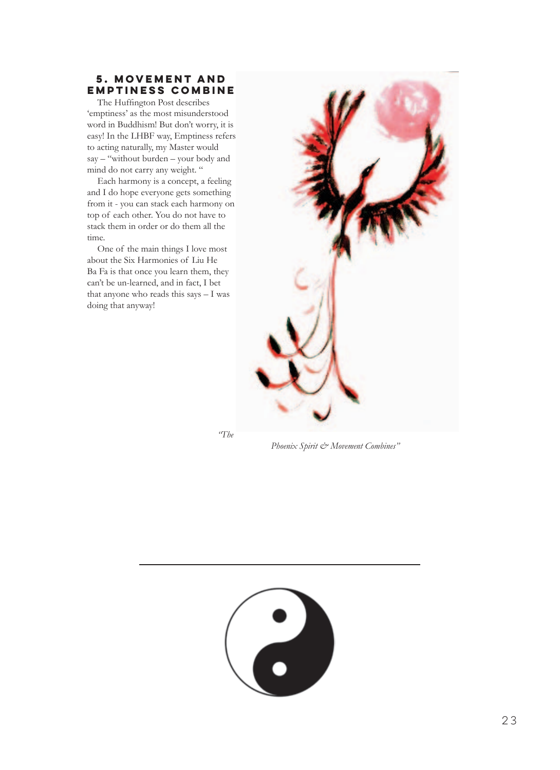## 5. MOVEMENT AND EMPTINESS COMBINE

The Huffington Post describes 'emptiness' as the most misunderstood word in Buddhism! But don't worry, it is easy! In the LHBF way, Emptiness refers to acting naturally, my Master would say – "without burden – your body and mind do not carry any weight. "

Each harmony is a concept, a feeling and I do hope everyone gets something from it - you can stack each harmony on top of each other. You do not have to stack them in order or do them all the time.

One of the main things I love most about the Six Harmonies of Liu He Ba Fa is that once you learn them, they can't be un-learned, and in fact, I bet that anyone who reads this says – I was doing that anyway!

*"The Phoenix Spirit & Movement Combines"*